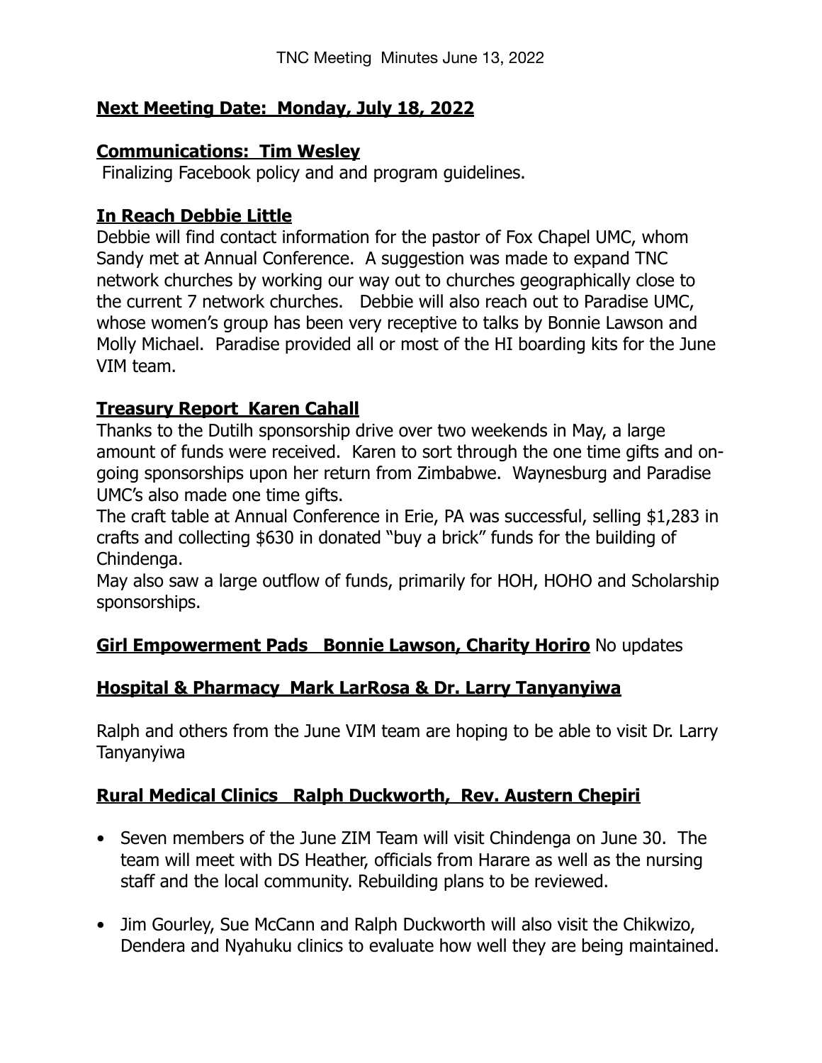TNC Meeting Minutes June 13, 2022

**Next Meeting Date: Monday, July 18, 2022**

**Communications: Tim Wesley**

Finalizing Facebook policy and and program guidelines.

**In Reach Debbie Little**

Debbie will find contact information for the pastor of Fox Chapel UMC, whom Sandy met at Annual Conference. A suggestion was made to expand TNC network churches by working our way out to churches geographically close to the current 7 network churches. Debbie will also reach out to Paradise UMC, whose women's group has been very receptive to talks by Bonnie Lawson and Molly Michael. Paradise provided all or most of the HI boarding kits for the June VIM team.

**Treasury Report Karen Cahall**

Thanks to the Dutilh sponsorship drive over two weekends in May, a large amount of funds were received. Karen to sort through the one time gifts and on-going sponsorships upon her return from Zimbabwe. Waynesburg and Paradise UMC's also made one time gifts.

The craft table at Annual Conference in Erie, PA was successful, selling $1,283 in crafts and collecting $630 in donated "buy a brick" funds for the building of Chindenga.

May also saw a large outflow of funds, primarily for HOH, HOHO and Scholarship sponsorships.

**Girl Empowerment Pads Bonnie Lawson, Charity Horiro** No updates

**Hospital & Pharmacy Mark LarRosa & Dr. Larry Tanyanyiwa**

Ralph and others from the June VIM team are hoping to be able to visit Dr. Larry Tanyanyiwa

**Rural Medical Clinics Ralph Duckworth, Rev. Austern Chepiri**

- Seven members of the June ZIM Team will visit Chindenga on June 30. The team will meet with DS Heather, officials from Harare as well as the nursing staff and the local community. Rebuilding plans to be reviewed.

- Jim Gourley, Sue McCann and Ralph Duckworth will also visit the Chikwizo, Dendera and Nyahuku clinics to evaluate how well they are being maintained.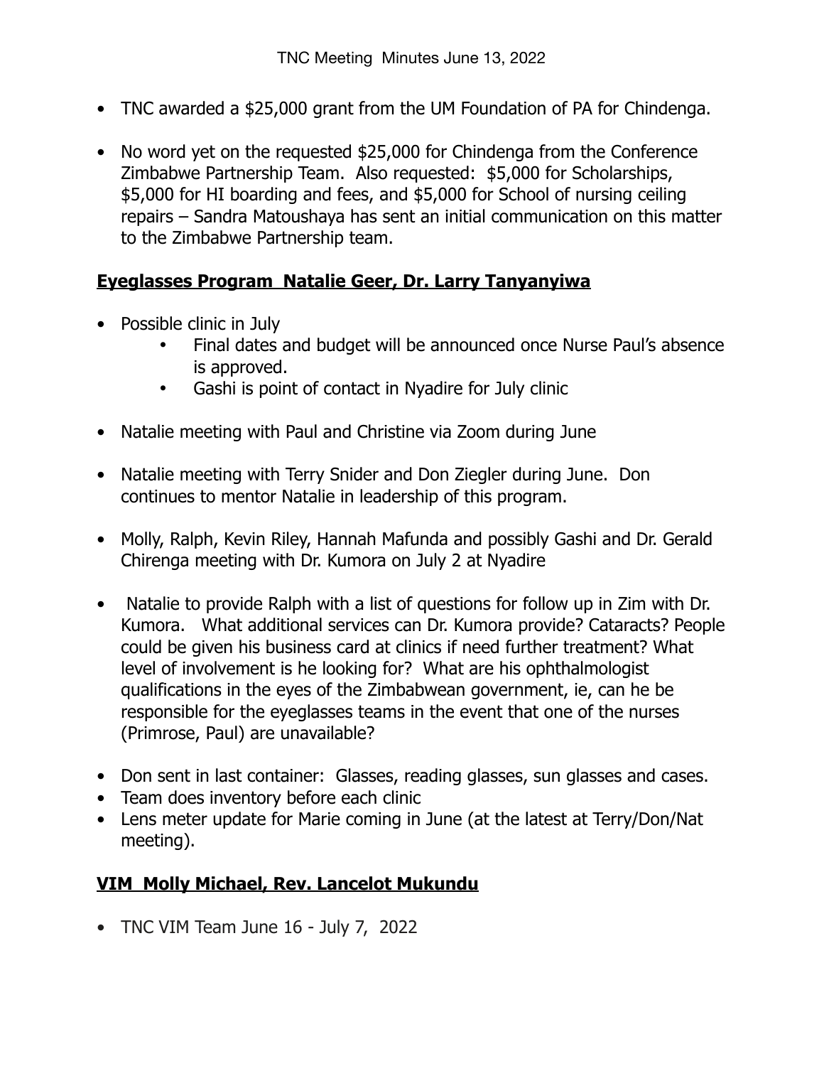- TNC awarded a $25,000 grant from the UM Foundation of PA for Chindenga.

- No word yet on the requested $25,000 for Chindenga from the Conference Zimbabwe Partnership Team. Also requested: $5,000 for Scholarships, $5,000 for HI boarding and fees, and $5,000 for School of nursing ceiling repairs – Sandra Matoushaya has sent an initial communication on this matter to the Zimbabwe Partnership team.

## **Eyeglasses Program  Natalie Geer, Dr. Larry Tanyanyiwa**

- Possible clinic in July
    - Final dates and budget will be announced once Nurse Paul's absence is approved.
    - Gashi is point of contact in Nyadire for July clinic

- Natalie meeting with Paul and Christine via Zoom during June

- Natalie meeting with Terry Snider and Don Ziegler during June. Don continues to mentor Natalie in leadership of this program.

- Molly, Ralph, Kevin Riley, Hannah Mafunda and possibly Gashi and Dr. Gerald Chirenga meeting with Dr. Kumora on July 2 at Nyadire

- Natalie to provide Ralph with a list of questions for follow up in Zim with Dr. Kumora. What additional services can Dr. Kumora provide? Cataracts? People could be given his business card at clinics if need further treatment? What level of involvement is he looking for? What are his ophthalmologist qualifications in the eyes of the Zimbabwean government, ie, can he be responsible for the eyeglasses teams in the event that one of the nurses (Primrose, Paul) are unavailable?

- Don sent in last container: Glasses, reading glasses, sun glasses and cases.
- Team does inventory before each clinic
- Lens meter update for Marie coming in June (at the latest at Terry/Don/Nat meeting).

## **VIM  Molly Michael, Rev. Lancelot Mukundu**

- TNC VIM Team June 16 - July 7, 2022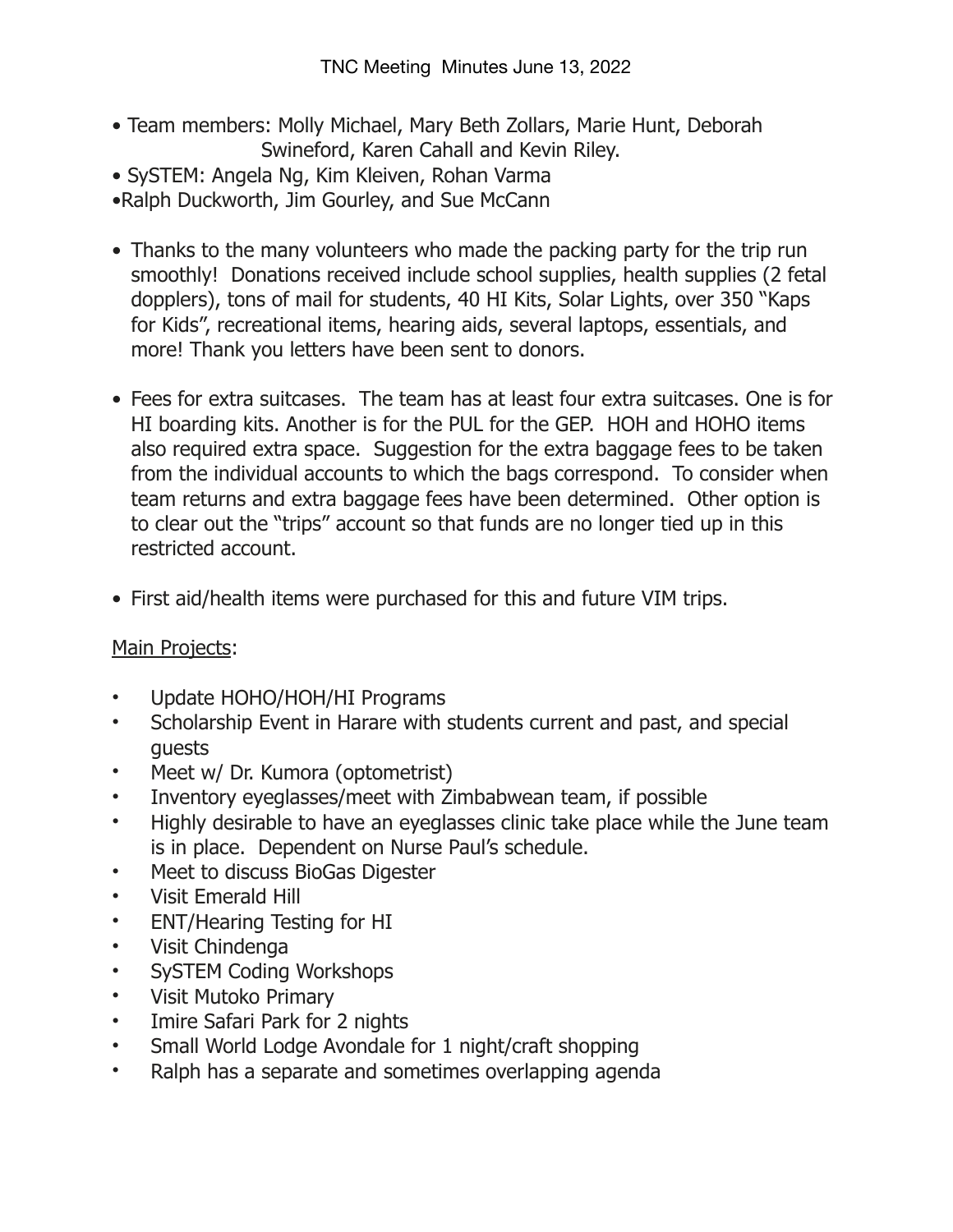# TNC Meeting Minutes June 13, 2022

- Team members: Molly Michael, Mary Beth Zollars, Marie Hunt, Deborah Swineford, Karen Cahall and Kevin Riley.
- SySTEM: Angela Ng, Kim Kleiven, Rohan Varma
- Ralph Duckworth, Jim Gourley, and Sue McCann

- Thanks to the many volunteers who made the packing party for the trip run smoothly! Donations received include school supplies, health supplies (2 fetal dopplers), tons of mail for students, 40 HI Kits, Solar Lights, over 350 "Kaps for Kids", recreational items, hearing aids, several laptops, essentials, and more! Thank you letters have been sent to donors.

- Fees for extra suitcases. The team has at least four extra suitcases. One is for HI boarding kits. Another is for the PUL for the GEP. HOH and HOHO items also required extra space. Suggestion for the extra baggage fees to be taken from the individual accounts to which the bags correspond. To consider when team returns and extra baggage fees have been determined. Other option is to clear out the "trips" account so that funds are no longer tied up in this restricted account.

- First aid/health items were purchased for this and future VIM trips.

<u>Main Projects</u>:

- Update HOHO/HOH/HI Programs
- Scholarship Event in Harare with students current and past, and special guests
- Meet w/ Dr. Kumora (optometrist)
- Inventory eyeglasses/meet with Zimbabwean team, if possible
- Highly desirable to have an eyeglasses clinic take place while the June team is in place. Dependent on Nurse Paul's schedule.
- Meet to discuss BioGas Digester
- Visit Emerald Hill
- ENT/Hearing Testing for HI
- Visit Chindenga
- SySTEM Coding Workshops
- Visit Mutoko Primary
- Imire Safari Park for 2 nights
- Small World Lodge Avondale for 1 night/craft shopping
- Ralph has a separate and sometimes overlapping agenda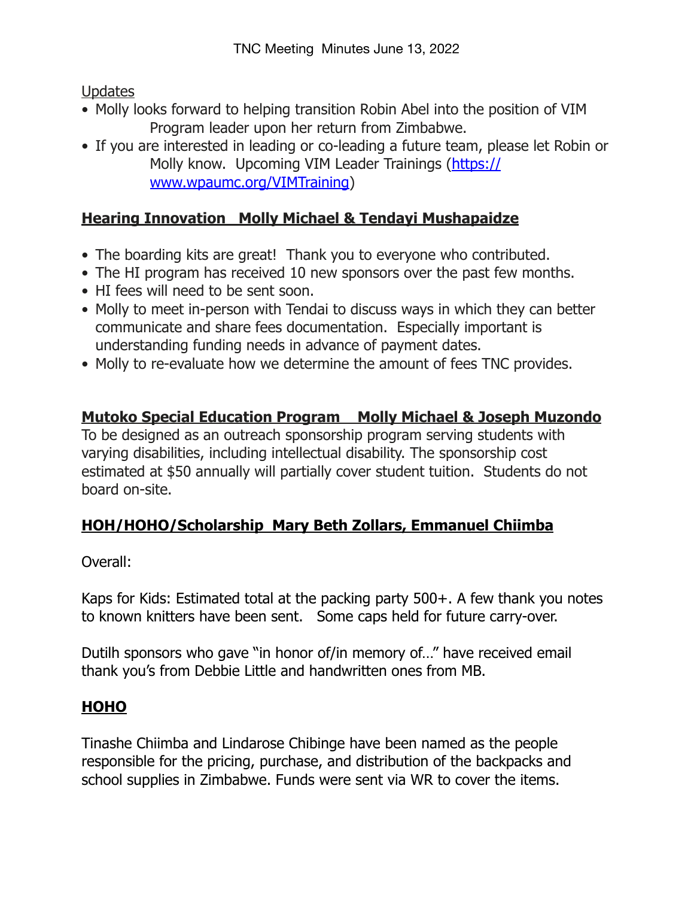TNC Meeting Minutes June 13, 2022

Updates

- Molly looks forward to helping transition Robin Abel into the position of VIM Program leader upon her return from Zimbabwe.
- If you are interested in leading or co-leading a future team, please let Robin or Molly know. Upcoming VIM Leader Trainings (https://www.wpaumc.org/VIMTraining)

**Hearing Innovation   Molly Michael & Tendayi Mushapaidze**

- The boarding kits are great! Thank you to everyone who contributed.
- The HI program has received 10 new sponsors over the past few months.
- HI fees will need to be sent soon.
- Molly to meet in-person with Tendai to discuss ways in which they can better communicate and share fees documentation. Especially important is understanding funding needs in advance of payment dates.
- Molly to re-evaluate how we determine the amount of fees TNC provides.

**Mutoko Special Education Program    Molly Michael & Joseph Muzondo**

To be designed as an outreach sponsorship program serving students with varying disabilities, including intellectual disability. The sponsorship cost estimated at $50 annually will partially cover student tuition. Students do not board on-site.

**HOH/HOHO/Scholarship  Mary Beth Zollars, Emmanuel Chiimba**

Overall:

Kaps for Kids: Estimated total at the packing party 500+. A few thank you notes to known knitters have been sent. Some caps held for future carry-over.

Dutilh sponsors who gave "in honor of/in memory of…" have received email thank you's from Debbie Little and handwritten ones from MB.

**HOHO**

Tinashe Chiimba and Lindarose Chibinge have been named as the people responsible for the pricing, purchase, and distribution of the backpacks and school supplies in Zimbabwe. Funds were sent via WR to cover the items.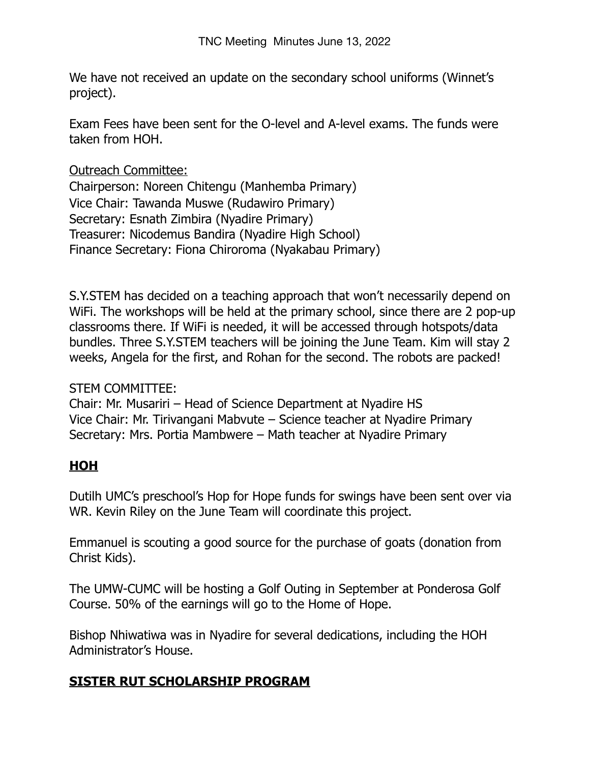We have not received an update on the secondary school uniforms (Winnet's project).

Exam Fees have been sent for the O-level and A-level exams. The funds were taken from HOH.

Outreach Committee:
Chairperson: Noreen Chitengu (Manhemba Primary)
Vice Chair: Tawanda Muswe (Rudawiro Primary)
Secretary: Esnath Zimbira (Nyadire Primary)
Treasurer: Nicodemus Bandira (Nyadire High School)
Finance Secretary: Fiona Chiroroma (Nyakabau Primary)

S.Y.STEM has decided on a teaching approach that won't necessarily depend on WiFi. The workshops will be held at the primary school, since there are 2 pop-up classrooms there. If WiFi is needed, it will be accessed through hotspots/data bundles. Three S.Y.STEM teachers will be joining the June Team. Kim will stay 2 weeks, Angela for the first, and Rohan for the second. The robots are packed!

STEM COMMITTEE:
Chair: Mr. Musariri – Head of Science Department at Nyadire HS
Vice Chair: Mr. Tirivangani Mabvute – Science teacher at Nyadire Primary
Secretary: Mrs. Portia Mambwere – Math teacher at Nyadire Primary

## **HOH**

Dutilh UMC's preschool's Hop for Hope funds for swings have been sent over via WR. Kevin Riley on the June Team will coordinate this project.

Emmanuel is scouting a good source for the purchase of goats (donation from Christ Kids).

The UMW-CUMC will be hosting a Golf Outing in September at Ponderosa Golf Course. 50% of the earnings will go to the Home of Hope.

Bishop Nhiwatiwa was in Nyadire for several dedications, including the HOH Administrator's House.

## **SISTER RUT SCHOLARSHIP PROGRAM**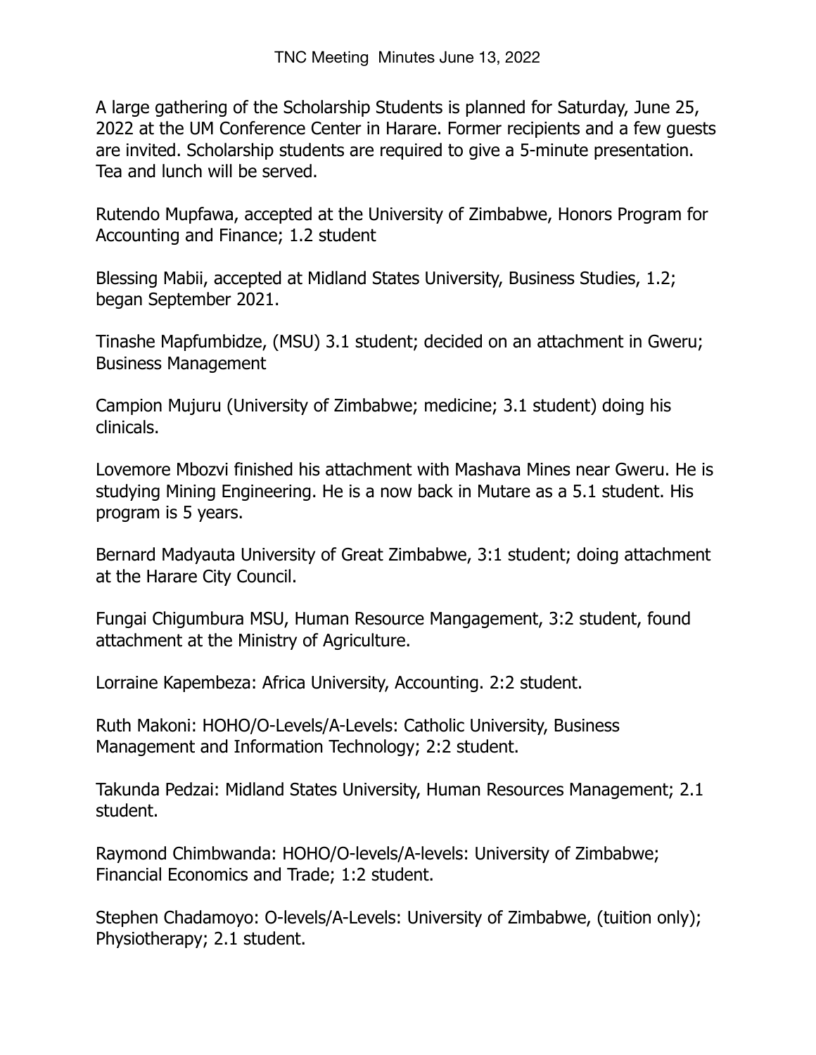# TNC Meeting Minutes June 13, 2022

A large gathering of the Scholarship Students is planned for Saturday, June 25, 2022 at the UM Conference Center in Harare. Former recipients and a few guests are invited. Scholarship students are required to give a 5-minute presentation. Tea and lunch will be served.

Rutendo Mupfawa, accepted at the University of Zimbabwe, Honors Program for Accounting and Finance; 1.2 student

Blessing Mabii, accepted at Midland States University, Business Studies, 1.2; began September 2021.

Tinashe Mapfumbidze, (MSU) 3.1 student; decided on an attachment in Gweru; Business Management

Campion Mujuru (University of Zimbabwe; medicine; 3.1 student) doing his clinicals.

Lovemore Mbozvi finished his attachment with Mashava Mines near Gweru. He is studying Mining Engineering. He is a now back in Mutare as a 5.1 student. His program is 5 years.

Bernard Madyauta University of Great Zimbabwe, 3:1 student; doing attachment at the Harare City Council.

Fungai Chigumbura MSU, Human Resource Mangagement, 3:2 student, found attachment at the Ministry of Agriculture.

Lorraine Kapembeza: Africa University, Accounting. 2:2 student.

Ruth Makoni: HOHO/O-Levels/A-Levels: Catholic University, Business Management and Information Technology; 2:2 student.

Takunda Pedzai: Midland States University, Human Resources Management; 2.1 student.

Raymond Chimbwanda: HOHO/O-levels/A-levels: University of Zimbabwe; Financial Economics and Trade; 1:2 student.

Stephen Chadamoyo: O-levels/A-Levels: University of Zimbabwe, (tuition only); Physiotherapy; 2.1 student.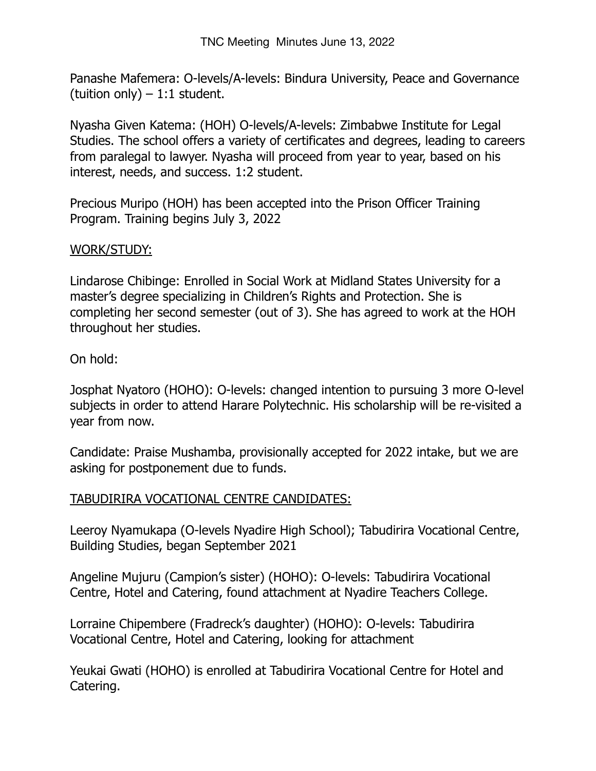TNC Meeting  Minutes June 13, 2022

Panashe Mafemera: O-levels/A-levels: Bindura University, Peace and Governance (tuition only) – 1:1 student.

Nyasha Given Katema: (HOH) O-levels/A-levels: Zimbabwe Institute for Legal Studies. The school offers a variety of certificates and degrees, leading to careers from paralegal to lawyer. Nyasha will proceed from year to year, based on his interest, needs, and success. 1:2 student.

Precious Muripo (HOH) has been accepted into the Prison Officer Training Program. Training begins July 3, 2022

<u>WORK/STUDY:</u>

Lindarose Chibinge: Enrolled in Social Work at Midland States University for a master's degree specializing in Children's Rights and Protection. She is completing her second semester (out of 3). She has agreed to work at the HOH throughout her studies.

On hold:

Josphat Nyatoro (HOHO): O-levels: changed intention to pursuing 3 more O-level subjects in order to attend Harare Polytechnic. His scholarship will be re-visited a year from now.

Candidate: Praise Mushamba, provisionally accepted for 2022 intake, but we are asking for postponement due to funds.

<u>TABUDIRIRA VOCATIONAL CENTRE CANDIDATES:</u>

Leeroy Nyamukapa (O-levels Nyadire High School); Tabudirira Vocational Centre, Building Studies, began September 2021

Angeline Mujuru (Campion's sister) (HOHO): O-levels: Tabudirira Vocational Centre, Hotel and Catering, found attachment at Nyadire Teachers College.

Lorraine Chipembere (Fradreck's daughter) (HOHO): O-levels: Tabudirira Vocational Centre, Hotel and Catering, looking for attachment

Yeukai Gwati (HOHO) is enrolled at Tabudirira Vocational Centre for Hotel and Catering.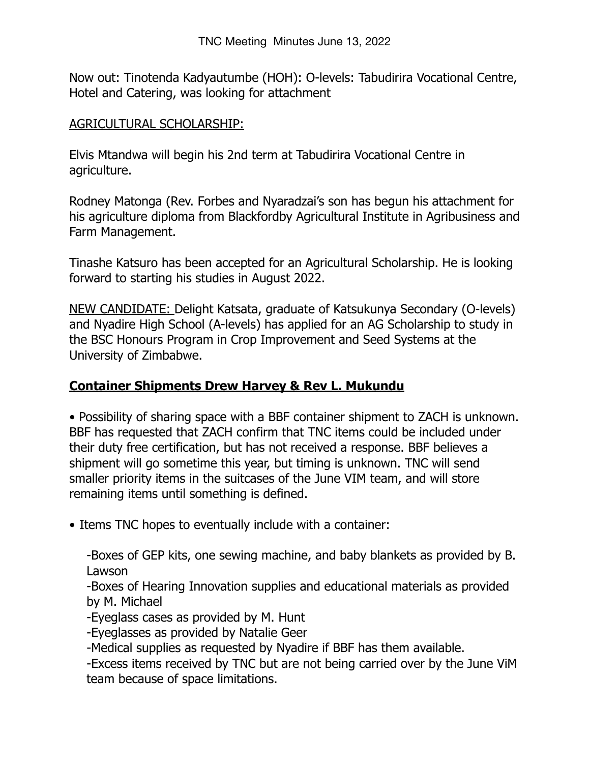Now out: Tinotenda Kadyautumbe (HOH): O-levels: Tabudirira Vocational Centre, Hotel and Catering, was looking for attachment

AGRICULTURAL SCHOLARSHIP:

Elvis Mtandwa will begin his 2nd term at Tabudirira Vocational Centre in agriculture.

Rodney Matonga (Rev. Forbes and Nyaradzai's son has begun his attachment for his agriculture diploma from Blackfordby Agricultural Institute in Agribusiness and Farm Management.

Tinashe Katsuro has been accepted for an Agricultural Scholarship. He is looking forward to starting his studies in August 2022.

NEW CANDIDATE: Delight Katsata, graduate of Katsukunya Secondary (O-levels) and Nyadire High School (A-levels) has applied for an AG Scholarship to study in the BSC Honours Program in Crop Improvement and Seed Systems at the University of Zimbabwe.

**Container Shipments Drew Harvey & Rev L. Mukundu**

• Possibility of sharing space with a BBF container shipment to ZACH is unknown. BBF has requested that ZACH confirm that TNC items could be included under their duty free certification, but has not received a response. BBF believes a shipment will go sometime this year, but timing is unknown. TNC will send smaller priority items in the suitcases of the June VIM team, and will store remaining items until something is defined.

• Items TNC hopes to eventually include with a container:

  -Boxes of GEP kits, one sewing machine, and baby blankets as provided by B. Lawson
  -Boxes of Hearing Innovation supplies and educational materials as provided by M. Michael
  -Eyeglass cases as provided by M. Hunt
  -Eyeglasses as provided by Natalie Geer
  -Medical supplies as requested by Nyadire if BBF has them available.
  -Excess items received by TNC but are not being carried over by the June ViM team because of space limitations.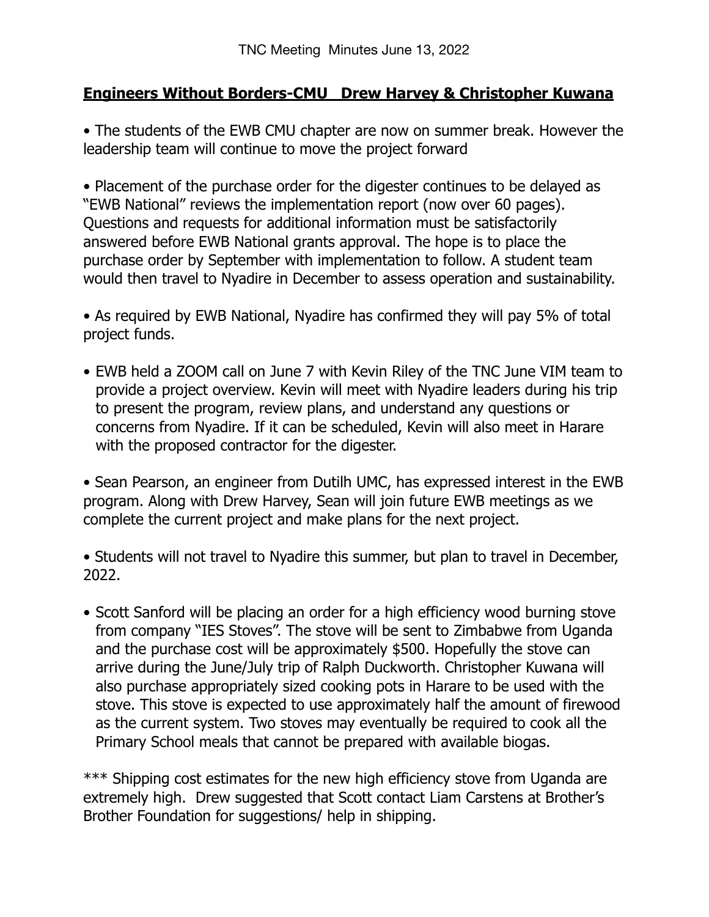TNC Meeting Minutes June 13, 2022

## **Engineers Without Borders-CMU   Drew Harvey & Christopher Kuwana**

• The students of the EWB CMU chapter are now on summer break. However the leadership team will continue to move the project forward

• Placement of the purchase order for the digester continues to be delayed as "EWB National" reviews the implementation report (now over 60 pages). Questions and requests for additional information must be satisfactorily answered before EWB National grants approval. The hope is to place the purchase order by September with implementation to follow. A student team would then travel to Nyadire in December to assess operation and sustainability.

• As required by EWB National, Nyadire has confirmed they will pay 5% of total project funds.

• EWB held a ZOOM call on June 7 with Kevin Riley of the TNC June VIM team to provide a project overview. Kevin will meet with Nyadire leaders during his trip to present the program, review plans, and understand any questions or concerns from Nyadire. If it can be scheduled, Kevin will also meet in Harare with the proposed contractor for the digester.

• Sean Pearson, an engineer from Dutilh UMC, has expressed interest in the EWB program. Along with Drew Harvey, Sean will join future EWB meetings as we complete the current project and make plans for the next project.

• Students will not travel to Nyadire this summer, but plan to travel in December, 2022.

• Scott Sanford will be placing an order for a high efficiency wood burning stove from company "IES Stoves". The stove will be sent to Zimbabwe from Uganda and the purchase cost will be approximately $500. Hopefully the stove can arrive during the June/July trip of Ralph Duckworth. Christopher Kuwana will also purchase appropriately sized cooking pots in Harare to be used with the stove. This stove is expected to use approximately half the amount of firewood as the current system. Two stoves may eventually be required to cook all the Primary School meals that cannot be prepared with available biogas.

*** Shipping cost estimates for the new high efficiency stove from Uganda are extremely high. Drew suggested that Scott contact Liam Carstens at Brother's Brother Foundation for suggestions/ help in shipping.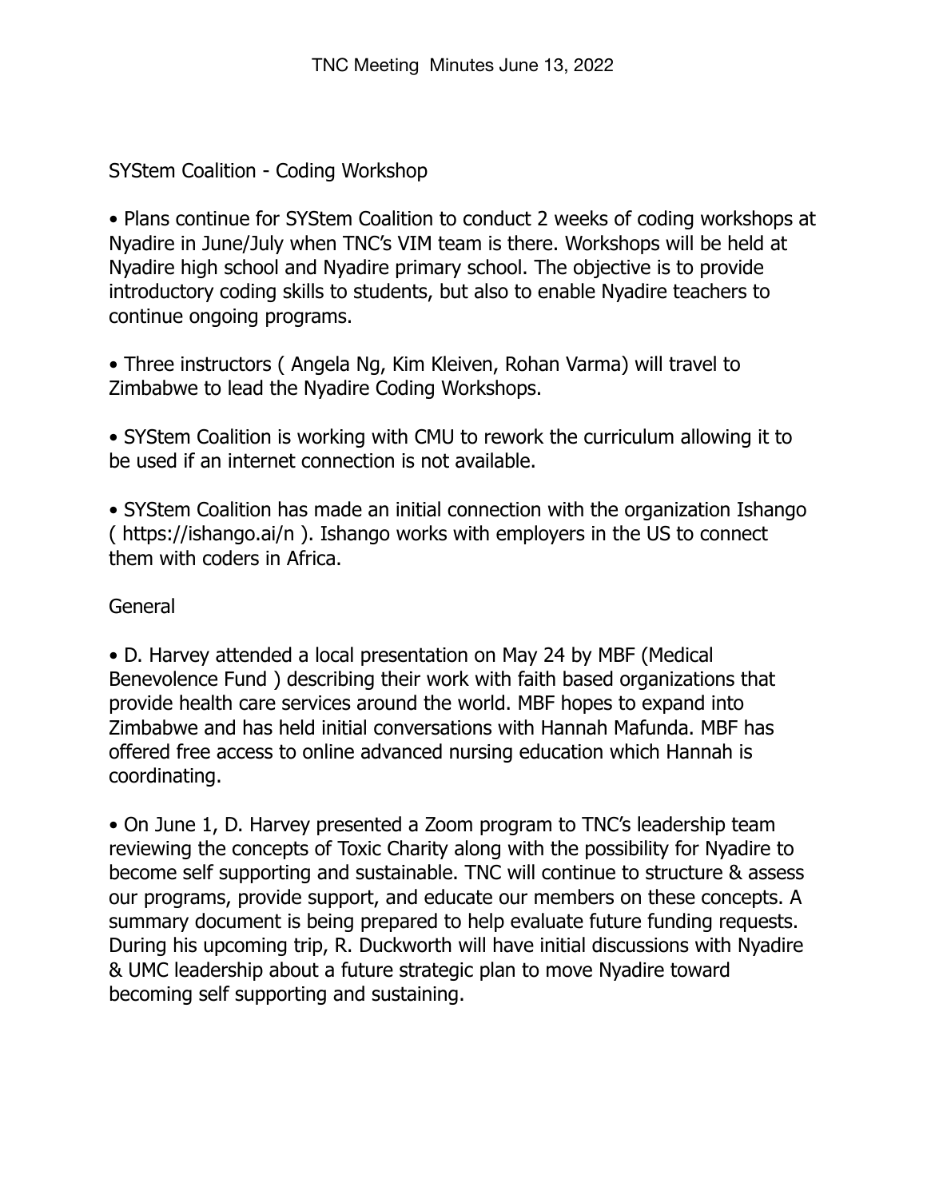# TNC Meeting Minutes June 13, 2022

## SYStem Coalition - Coding Workshop

- Plans continue for SYStem Coalition to conduct 2 weeks of coding workshops at Nyadire in June/July when TNC's VIM team is there. Workshops will be held at Nyadire high school and Nyadire primary school. The objective is to provide introductory coding skills to students, but also to enable Nyadire teachers to continue ongoing programs.

- Three instructors ( Angela Ng, Kim Kleiven, Rohan Varma) will travel to Zimbabwe to lead the Nyadire Coding Workshops.

- SYStem Coalition is working with CMU to rework the curriculum allowing it to be used if an internet connection is not available.

- SYStem Coalition has made an initial connection with the organization Ishango ( https://ishango.ai/n ). Ishango works with employers in the US to connect them with coders in Africa.

## General

- D. Harvey attended a local presentation on May 24 by MBF (Medical Benevolence Fund ) describing their work with faith based organizations that provide health care services around the world. MBF hopes to expand into Zimbabwe and has held initial conversations with Hannah Mafunda. MBF has offered free access to online advanced nursing education which Hannah is coordinating.

- On June 1, D. Harvey presented a Zoom program to TNC's leadership team reviewing the concepts of Toxic Charity along with the possibility for Nyadire to become self supporting and sustainable. TNC will continue to structure & assess our programs, provide support, and educate our members on these concepts. A summary document is being prepared to help evaluate future funding requests. During his upcoming trip, R. Duckworth will have initial discussions with Nyadire & UMC leadership about a future strategic plan to move Nyadire toward becoming self supporting and sustaining.